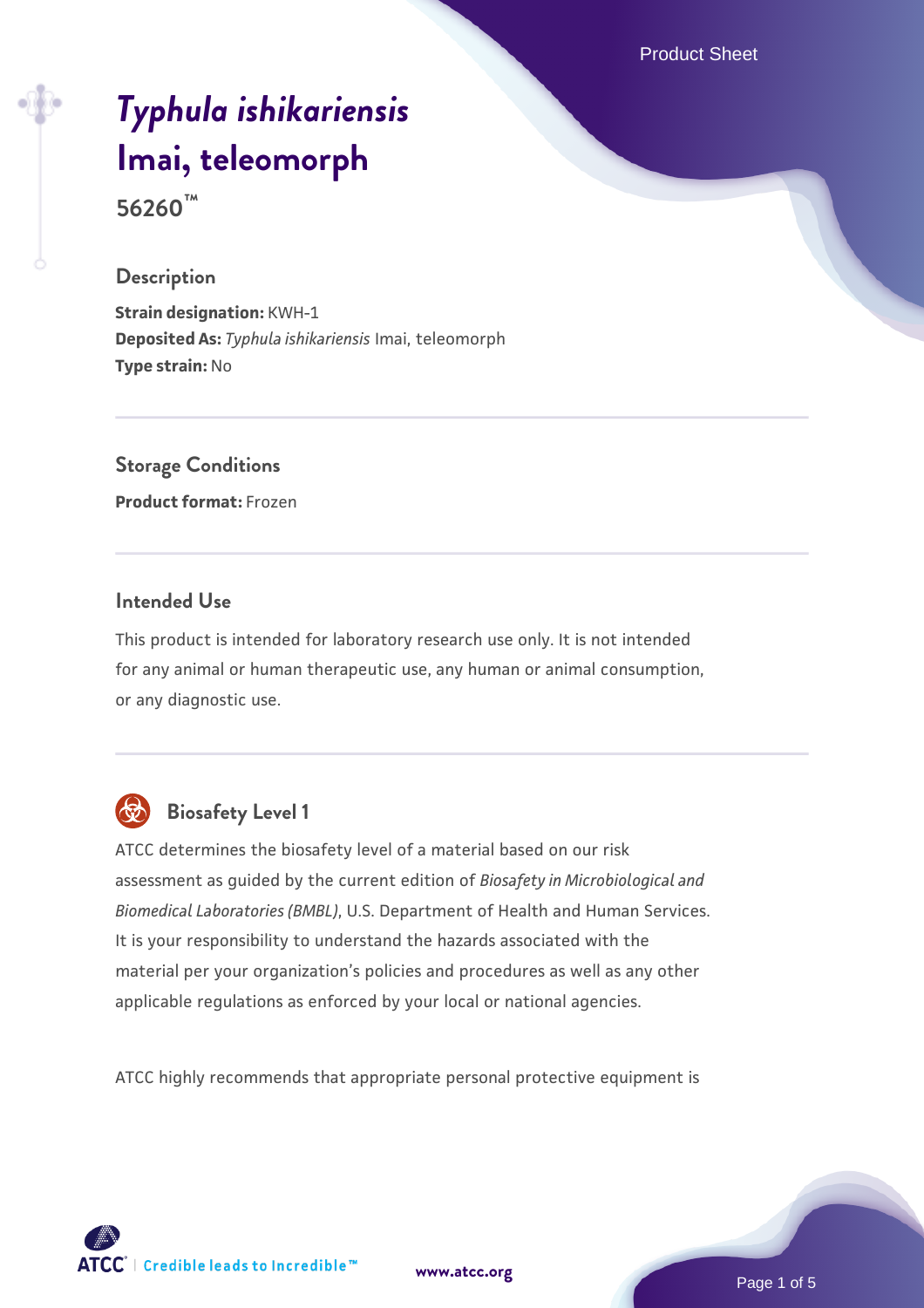# *Typhula ishikariensis* Imai, teleomorph

**56260™**

## Description

**Strain designation:** KWH-1
**Deposited As:** *Typhula ishikariensis* Imai, teleomorph
**Type strain:** No

## Storage Conditions

**Product format:** Frozen

## Intended Use

This product is intended for laboratory research use only. It is not intended for any animal or human therapeutic use, any human or animal consumption, or any diagnostic use.

## Biosafety Level 1

ATCC determines the biosafety level of a material based on our risk assessment as guided by the current edition of *Biosafety in Microbiological and Biomedical Laboratories (BMBL)*, U.S. Department of Health and Human Services. It is your responsibility to understand the hazards associated with the material per your organization's policies and procedures as well as any other applicable regulations as enforced by your local or national agencies.

ATCC highly recommends that appropriate personal protective equipment is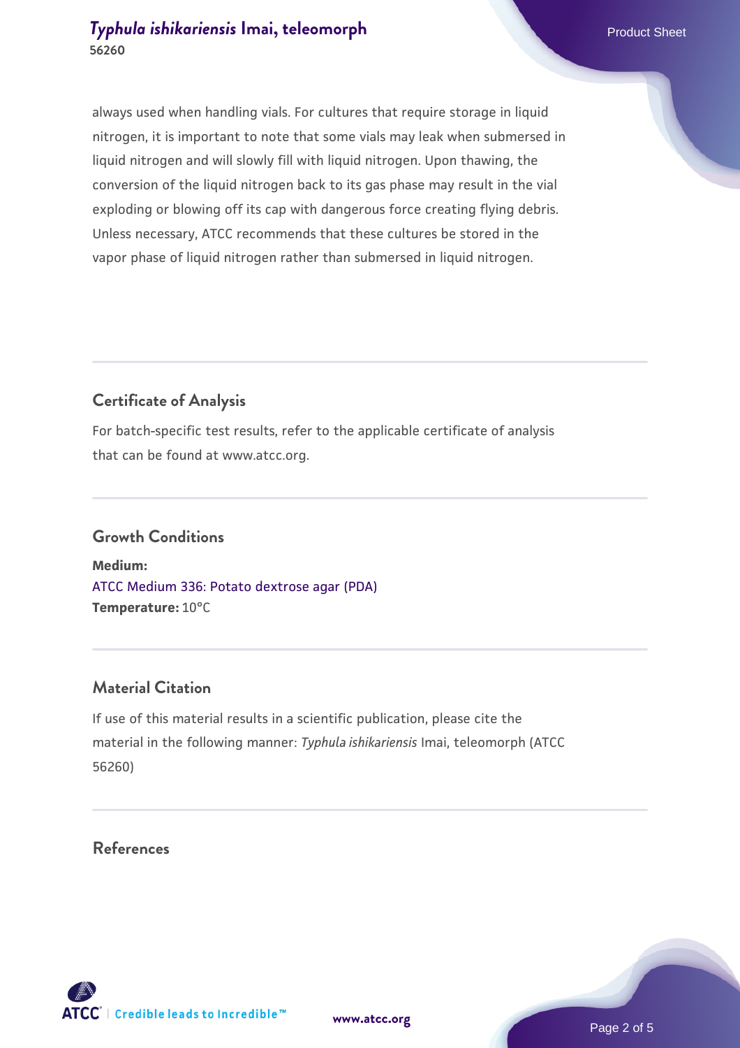always used when handling vials. For cultures that require storage in liquid nitrogen, it is important to note that some vials may leak when submersed in liquid nitrogen and will slowly fill with liquid nitrogen. Upon thawing, the conversion of the liquid nitrogen back to its gas phase may result in the vial exploding or blowing off its cap with dangerous force creating flying debris. Unless necessary, ATCC recommends that these cultures be stored in the vapor phase of liquid nitrogen rather than submersed in liquid nitrogen.

## Certificate of Analysis

For batch-specific test results, refer to the applicable certificate of analysis that can be found at www.atcc.org.

## Growth Conditions

**Medium:**
ATCC Medium 336: Potato dextrose agar (PDA)
**Temperature:** 10°C

## Material Citation

If use of this material results in a scientific publication, please cite the material in the following manner: *Typhula ishikariensis* Imai, teleomorph (ATCC 56260)

## References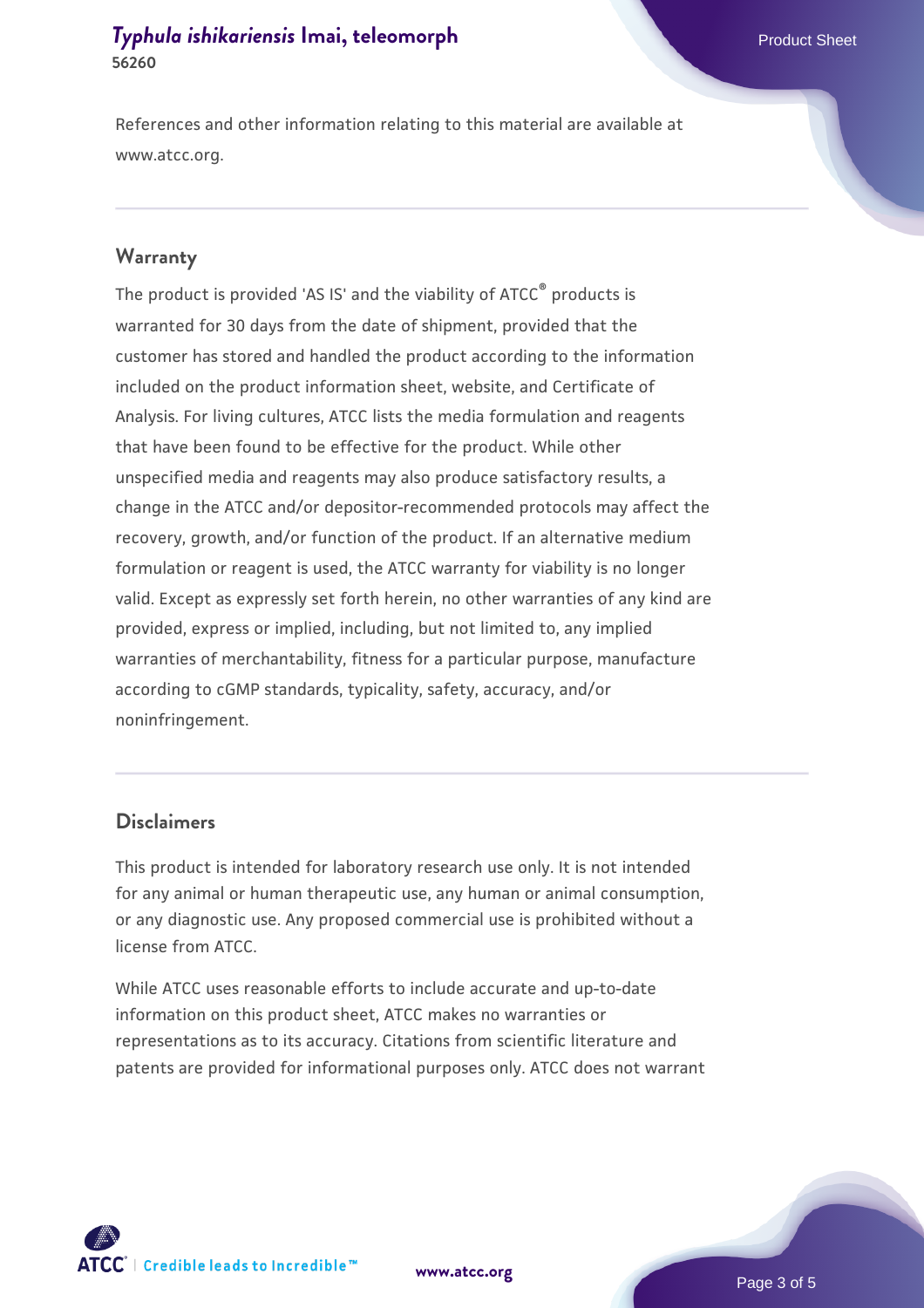References and other information relating to this material are available at www.atcc.org.

## Warranty

The product is provided 'AS IS' and the viability of ATCC® products is warranted for 30 days from the date of shipment, provided that the customer has stored and handled the product according to the information included on the product information sheet, website, and Certificate of Analysis. For living cultures, ATCC lists the media formulation and reagents that have been found to be effective for the product. While other unspecified media and reagents may also produce satisfactory results, a change in the ATCC and/or depositor-recommended protocols may affect the recovery, growth, and/or function of the product. If an alternative medium formulation or reagent is used, the ATCC warranty for viability is no longer valid. Except as expressly set forth herein, no other warranties of any kind are provided, express or implied, including, but not limited to, any implied warranties of merchantability, fitness for a particular purpose, manufacture according to cGMP standards, typicality, safety, accuracy, and/or noninfringement.

## Disclaimers

This product is intended for laboratory research use only. It is not intended for any animal or human therapeutic use, any human or animal consumption, or any diagnostic use. Any proposed commercial use is prohibited without a license from ATCC.

While ATCC uses reasonable efforts to include accurate and up-to-date information on this product sheet, ATCC makes no warranties or representations as to its accuracy. Citations from scientific literature and patents are provided for informational purposes only. ATCC does not warrant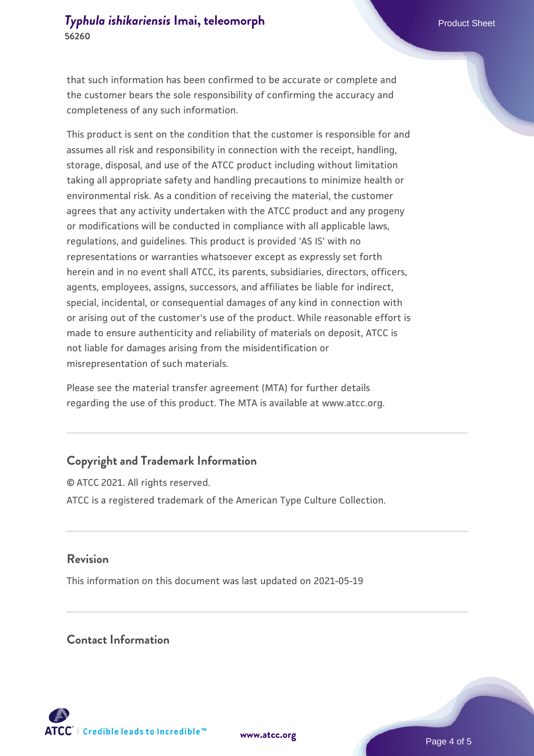that such information has been confirmed to be accurate or complete and the customer bears the sole responsibility of confirming the accuracy and completeness of any such information.

This product is sent on the condition that the customer is responsible for and assumes all risk and responsibility in connection with the receipt, handling, storage, disposal, and use of the ATCC product including without limitation taking all appropriate safety and handling precautions to minimize health or environmental risk. As a condition of receiving the material, the customer agrees that any activity undertaken with the ATCC product and any progeny or modifications will be conducted in compliance with all applicable laws, regulations, and guidelines. This product is provided 'AS IS' with no representations or warranties whatsoever except as expressly set forth herein and in no event shall ATCC, its parents, subsidiaries, directors, officers, agents, employees, assigns, successors, and affiliates be liable for indirect, special, incidental, or consequential damages of any kind in connection with or arising out of the customer's use of the product. While reasonable effort is made to ensure authenticity and reliability of materials on deposit, ATCC is not liable for damages arising from the misidentification or misrepresentation of such materials.

Please see the material transfer agreement (MTA) for further details regarding the use of this product. The MTA is available at www.atcc.org.

## Copyright and Trademark Information

© ATCC 2021. All rights reserved.

ATCC is a registered trademark of the American Type Culture Collection.

## Revision

This information on this document was last updated on 2021-05-19

## Contact Information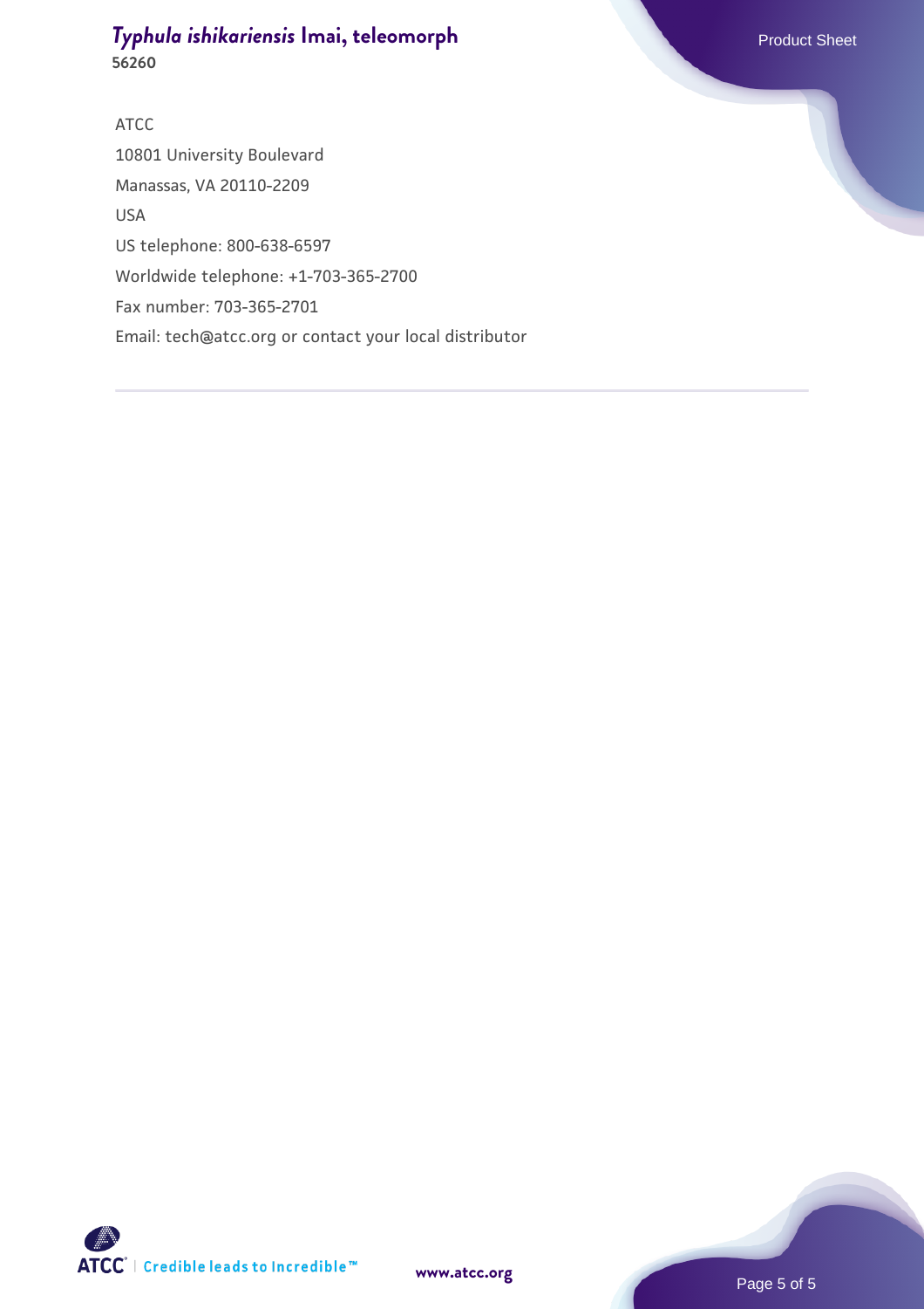ATCC

10801 University Boulevard

Manassas, VA 20110-2209

USA

US telephone: 800-638-6597

Worldwide telephone: +1-703-365-2700

Fax number: 703-365-2701

Email: tech@atcc.org or contact your local distributor